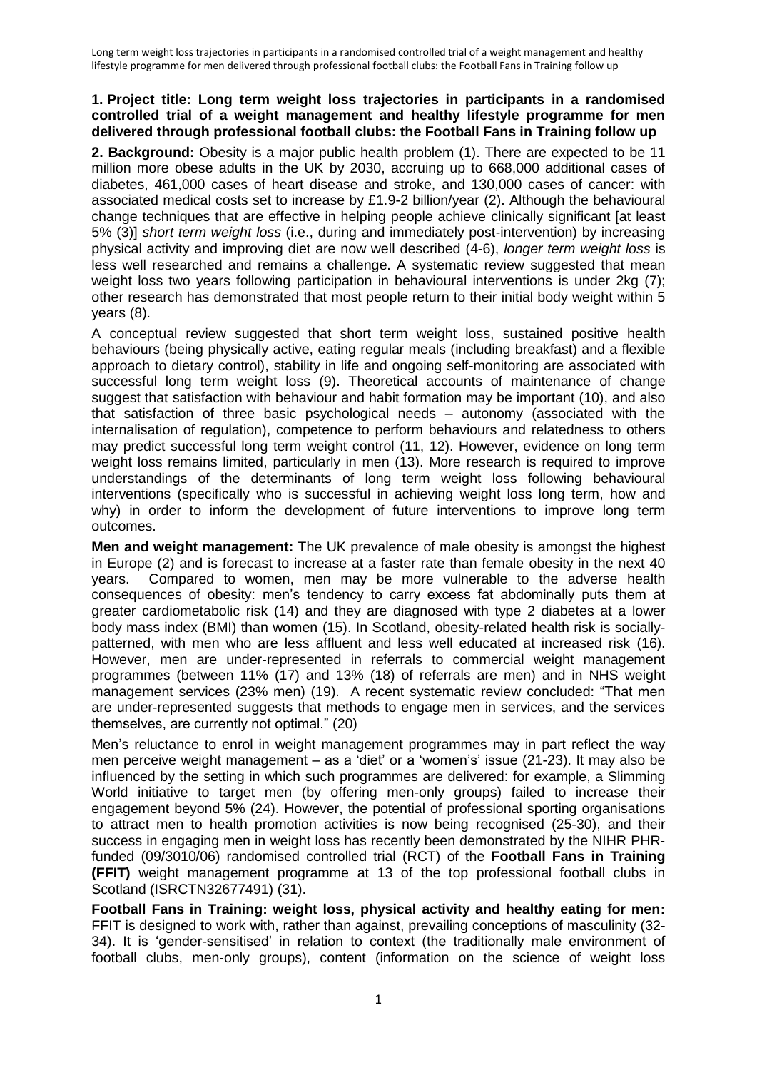**1. Project title: Long term weight loss trajectories in participants in a randomised controlled trial of a weight management and healthy lifestyle programme for men delivered through professional football clubs: the Football Fans in Training follow up**

**2. Background:** Obesity is a major public health problem (1). There are expected to be 11 million more obese adults in the UK by 2030, accruing up to 668,000 additional cases of diabetes, 461,000 cases of heart disease and stroke, and 130,000 cases of cancer: with associated medical costs set to increase by £1.9-2 billion/year (2). Although the behavioural change techniques that are effective in helping people achieve clinically significant [at least 5% (3)] *short term weight loss* (i.e., during and immediately post-intervention) by increasing physical activity and improving diet are now well described (4-6), *longer term weight loss* is less well researched and remains a challenge. A systematic review suggested that mean weight loss two years following participation in behavioural interventions is under 2kg (7); other research has demonstrated that most people return to their initial body weight within 5 years (8).

A conceptual review suggested that short term weight loss, sustained positive health behaviours (being physically active, eating regular meals (including breakfast) and a flexible approach to dietary control), stability in life and ongoing self-monitoring are associated with successful long term weight loss (9). Theoretical accounts of maintenance of change suggest that satisfaction with behaviour and habit formation may be important (10), and also that satisfaction of three basic psychological needs – autonomy (associated with the internalisation of regulation), competence to perform behaviours and relatedness to others may predict successful long term weight control (11, 12). However, evidence on long term weight loss remains limited, particularly in men (13). More research is required to improve understandings of the determinants of long term weight loss following behavioural interventions (specifically who is successful in achieving weight loss long term, how and why) in order to inform the development of future interventions to improve long term outcomes.

**Men and weight management:** The UK prevalence of male obesity is amongst the highest in Europe (2) and is forecast to increase at a faster rate than female obesity in the next 40 years. Compared to women, men may be more vulnerable to the adverse health consequences of obesity: men's tendency to carry excess fat abdominally puts them at greater cardiometabolic risk (14) and they are diagnosed with type 2 diabetes at a lower body mass index (BMI) than women (15). In Scotland, obesity-related health risk is socially-patterned, with men who are less affluent and less well educated at increased risk (16). However, men are under-represented in referrals to commercial weight management programmes (between 11% (17) and 13% (18) of referrals are men) and in NHS weight management services (23% men) (19). A recent systematic review concluded: "That men are under-represented suggests that methods to engage men in services, and the services themselves, are currently not optimal." (20)

Men's reluctance to enrol in weight management programmes may in part reflect the way men perceive weight management – as a 'diet' or a 'women's' issue (21-23). It may also be influenced by the setting in which such programmes are delivered: for example, a Slimming World initiative to target men (by offering men-only groups) failed to increase their engagement beyond 5% (24). However, the potential of professional sporting organisations to attract men to health promotion activities is now being recognised (25-30), and their success in engaging men in weight loss has recently been demonstrated by the NIHR PHR-funded (09/3010/06) randomised controlled trial (RCT) of the **Football Fans in Training (FFIT)** weight management programme at 13 of the top professional football clubs in Scotland (ISRCTN32677491) (31).

**Football Fans in Training: weight loss, physical activity and healthy eating for men:** FFIT is designed to work with, rather than against, prevailing conceptions of masculinity (32-34). It is 'gender-sensitised' in relation to context (the traditionally male environment of football clubs, men-only groups), content (information on the science of weight loss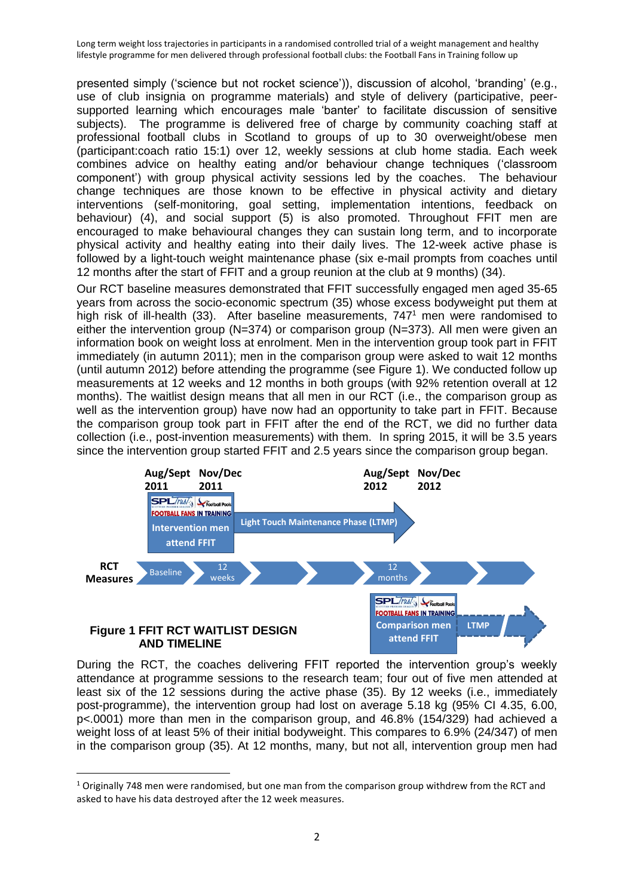presented simply ('science but not rocket science')), discussion of alcohol, 'branding' (e.g., use of club insignia on programme materials) and style of delivery (participative, peer-supported learning which encourages male 'banter' to facilitate discussion of sensitive subjects). The programme is delivered free of charge by community coaching staff at professional football clubs in Scotland to groups of up to 30 overweight/obese men (participant:coach ratio 15:1) over 12, weekly sessions at club home stadia. Each week combines advice on healthy eating and/or behaviour change techniques ('classroom component') with group physical activity sessions led by the coaches. The behaviour change techniques are those known to be effective in physical activity and dietary interventions (self-monitoring, goal setting, implementation intentions, feedback on behaviour) (4), and social support (5) is also promoted. Throughout FFIT men are encouraged to make behavioural changes they can sustain long term, and to incorporate physical activity and healthy eating into their daily lives. The 12-week active phase is followed by a light-touch weight maintenance phase (six e-mail prompts from coaches until 12 months after the start of FFIT and a group reunion at the club at 9 months) (34).

Our RCT baseline measures demonstrated that FFIT successfully engaged men aged 35-65 years from across the socio-economic spectrum (35) whose excess bodyweight put them at high risk of ill-health (33). After baseline measurements, 747[1] men were randomised to either the intervention group (N=374) or comparison group (N=373). All men were given an information book on weight loss at enrolment. Men in the intervention group took part in FFIT immediately (in autumn 2011); men in the comparison group were asked to wait 12 months (until autumn 2012) before attending the programme (see Figure 1). We conducted follow up measurements at 12 weeks and 12 months in both groups (with 92% retention overall at 12 months). The waitlist design means that all men in our RCT (i.e., the comparison group as well as the intervention group) have now had an opportunity to take part in FFIT. Because the comparison group took part in FFIT after the end of the RCT, we did no further data collection (i.e., post-invention measurements) with them. In spring 2015, it will be 3.5 years since the intervention group started FFIT and 2.5 years since the comparison group began.

**Figure 1 FFIT RCT WAITLIST DESIGN AND TIMELINE**

During the RCT, the coaches delivering FFIT reported the intervention group's weekly attendance at programme sessions to the research team; four out of five men attended at least six of the 12 sessions during the active phase (35). By 12 weeks (i.e., immediately post-programme), the intervention group had lost on average 5.18 kg (95% CI 4.35, 6.00, $p<.0001$) more than men in the comparison group, and 46.8% (154/329) had achieved a weight loss of at least 5% of their initial bodyweight. This compares to 6.9% (24/347) of men in the comparison group (35). At 12 months, many, but not all, intervention group men had

[1] Originally 748 men were randomised, but one man from the comparison group withdrew from the RCT and asked to have his data destroyed after the 12 week measures.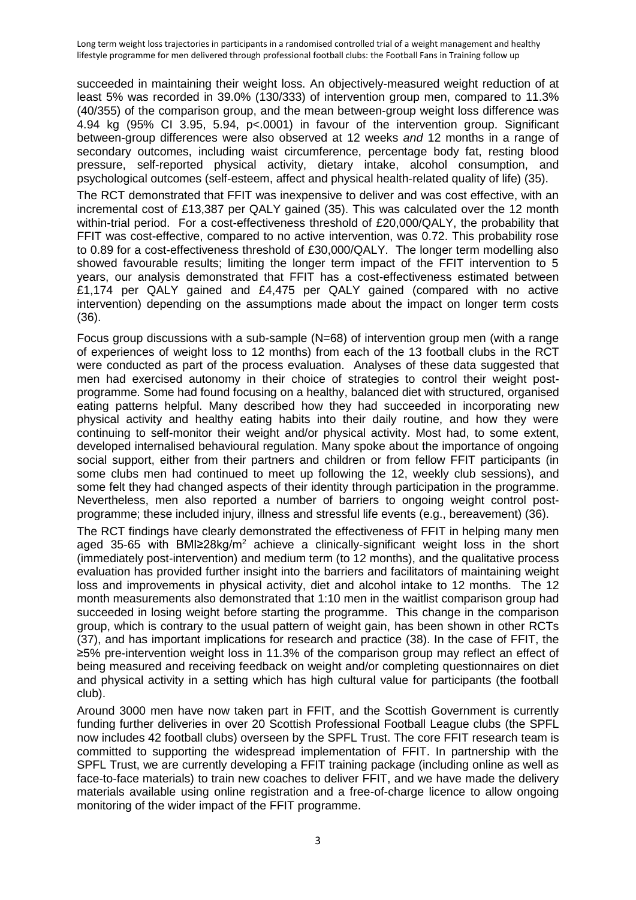succeeded in maintaining their weight loss. An objectively-measured weight reduction of at least 5% was recorded in 39.0% (130/333) of intervention group men, compared to 11.3% (40/355) of the comparison group, and the mean between-group weight loss difference was 4.94 kg (95% CI 3.95, 5.94, p<.0001) in favour of the intervention group. Significant between-group differences were also observed at 12 weeks *and* 12 months in a range of secondary outcomes, including waist circumference, percentage body fat, resting blood pressure, self-reported physical activity, dietary intake, alcohol consumption, and psychological outcomes (self-esteem, affect and physical health-related quality of life) (35).

The RCT demonstrated that FFIT was inexpensive to deliver and was cost effective, with an incremental cost of £13,387 per QALY gained (35). This was calculated over the 12 month within-trial period. For a cost-effectiveness threshold of £20,000/QALY, the probability that FFIT was cost-effective, compared to no active intervention, was 0.72. This probability rose to 0.89 for a cost-effectiveness threshold of £30,000/QALY. The longer term modelling also showed favourable results; limiting the longer term impact of the FFIT intervention to 5 years, our analysis demonstrated that FFIT has a cost-effectiveness estimated between £1,174 per QALY gained and £4,475 per QALY gained (compared with no active intervention) depending on the assumptions made about the impact on longer term costs (36).

Focus group discussions with a sub-sample (N=68) of intervention group men (with a range of experiences of weight loss to 12 months) from each of the 13 football clubs in the RCT were conducted as part of the process evaluation. Analyses of these data suggested that men had exercised autonomy in their choice of strategies to control their weight post-programme. Some had found focusing on a healthy, balanced diet with structured, organised eating patterns helpful. Many described how they had succeeded in incorporating new physical activity and healthy eating habits into their daily routine, and how they were continuing to self-monitor their weight and/or physical activity. Most had, to some extent, developed internalised behavioural regulation. Many spoke about the importance of ongoing social support, either from their partners and children or from fellow FFIT participants (in some clubs men had continued to meet up following the 12, weekly club sessions), and some felt they had changed aspects of their identity through participation in the programme. Nevertheless, men also reported a number of barriers to ongoing weight control post-programme; these included injury, illness and stressful life events (e.g., bereavement) (36).

The RCT findings have clearly demonstrated the effectiveness of FFIT in helping many men aged 35-65 with BMI≥28kg/m$^2$ achieve a clinically-significant weight loss in the short (immediately post-intervention) and medium term (to 12 months), and the qualitative process evaluation has provided further insight into the barriers and facilitators of maintaining weight loss and improvements in physical activity, diet and alcohol intake to 12 months. The 12 month measurements also demonstrated that 1:10 men in the waitlist comparison group had succeeded in losing weight before starting the programme. This change in the comparison group, which is contrary to the usual pattern of weight gain, has been shown in other RCTs (37), and has important implications for research and practice (38). In the case of FFIT, the ≥5% pre-intervention weight loss in 11.3% of the comparison group may reflect an effect of being measured and receiving feedback on weight and/or completing questionnaires on diet and physical activity in a setting which has high cultural value for participants (the football club).

Around 3000 men have now taken part in FFIT, and the Scottish Government is currently funding further deliveries in over 20 Scottish Professional Football League clubs (the SPFL now includes 42 football clubs) overseen by the SPFL Trust. The core FFIT research team is committed to supporting the widespread implementation of FFIT. In partnership with the SPFL Trust, we are currently developing a FFIT training package (including online as well as face-to-face materials) to train new coaches to deliver FFIT, and we have made the delivery materials available using online registration and a free-of-charge licence to allow ongoing monitoring of the wider impact of the FFIT programme.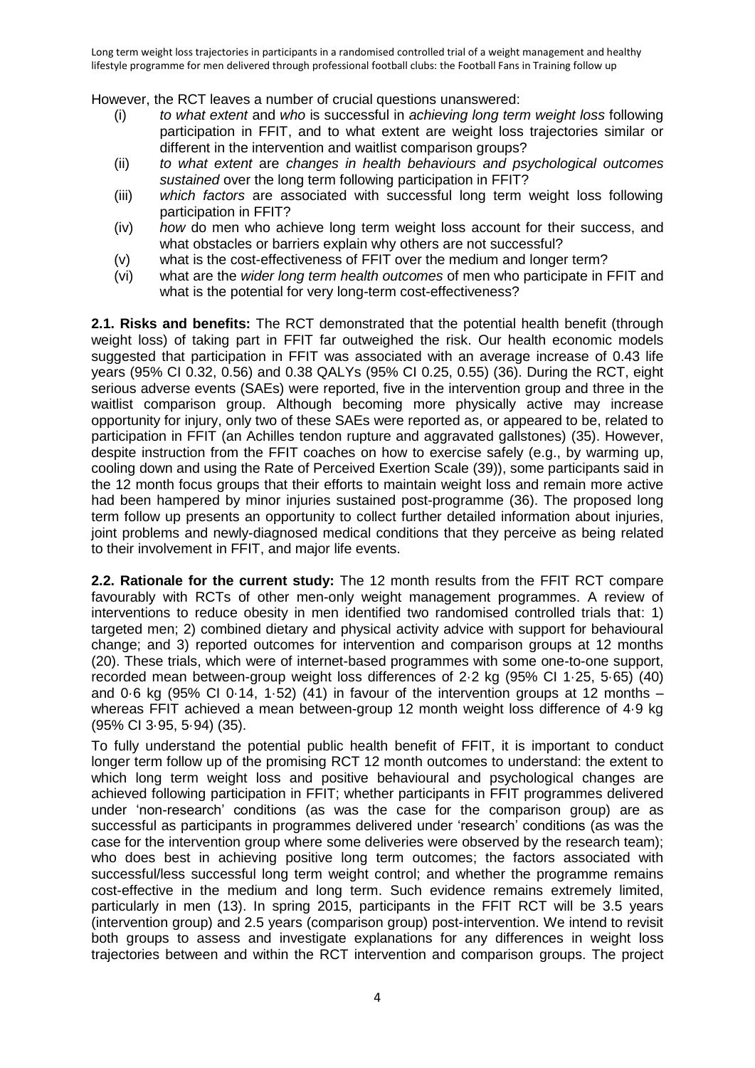However, the RCT leaves a number of crucial questions unanswered:

(i) *to what extent* and *who* is successful in *achieving long term weight loss* following participation in FFIT, and to what extent are weight loss trajectories similar or different in the intervention and waitlist comparison groups?
(ii) *to what extent* are *changes in health behaviours and psychological outcomes sustained* over the long term following participation in FFIT?
(iii) *which factors* are associated with successful long term weight loss following participation in FFIT?
(iv) *how* do men who achieve long term weight loss account for their success, and what obstacles or barriers explain why others are not successful?
(v) what is the cost-effectiveness of FFIT over the medium and longer term?
(vi) what are the *wider long term health outcomes* of men who participate in FFIT and what is the potential for very long-term cost-effectiveness?

**2.1. Risks and benefits:** The RCT demonstrated that the potential health benefit (through weight loss) of taking part in FFIT far outweighed the risk. Our health economic models suggested that participation in FFIT was associated with an average increase of 0.43 life years (95% CI 0.32, 0.56) and 0.38 QALYs (95% CI 0.25, 0.55) (36). During the RCT, eight serious adverse events (SAEs) were reported, five in the intervention group and three in the waitlist comparison group. Although becoming more physically active may increase opportunity for injury, only two of these SAEs were reported as, or appeared to be, related to participation in FFIT (an Achilles tendon rupture and aggravated gallstones) (35). However, despite instruction from the FFIT coaches on how to exercise safely (e.g., by warming up, cooling down and using the Rate of Perceived Exertion Scale (39)), some participants said in the 12 month focus groups that their efforts to maintain weight loss and remain more active had been hampered by minor injuries sustained post-programme (36). The proposed long term follow up presents an opportunity to collect further detailed information about injuries, joint problems and newly-diagnosed medical conditions that they perceive as being related to their involvement in FFIT, and major life events.

**2.2. Rationale for the current study:** The 12 month results from the FFIT RCT compare favourably with RCTs of other men-only weight management programmes. A review of interventions to reduce obesity in men identified two randomised controlled trials that: 1) targeted men; 2) combined dietary and physical activity advice with support for behavioural change; and 3) reported outcomes for intervention and comparison groups at 12 months (20). These trials, which were of internet-based programmes with some one-to-one support, recorded mean between-group weight loss differences of 2·2 kg (95% CI 1·25, 5·65) (40) and 0·6 kg (95% CI 0·14, 1·52) (41) in favour of the intervention groups at 12 months – whereas FFIT achieved a mean between-group 12 month weight loss difference of 4·9 kg (95% CI 3·95, 5·94) (35).

To fully understand the potential public health benefit of FFIT, it is important to conduct longer term follow up of the promising RCT 12 month outcomes to understand: the extent to which long term weight loss and positive behavioural and psychological changes are achieved following participation in FFIT; whether participants in FFIT programmes delivered under 'non-research' conditions (as was the case for the comparison group) are as successful as participants in programmes delivered under 'research' conditions (as was the case for the intervention group where some deliveries were observed by the research team); who does best in achieving positive long term outcomes; the factors associated with successful/less successful long term weight control; and whether the programme remains cost-effective in the medium and long term. Such evidence remains extremely limited, particularly in men (13). In spring 2015, participants in the FFIT RCT will be 3.5 years (intervention group) and 2.5 years (comparison group) post-intervention. We intend to revisit both groups to assess and investigate explanations for any differences in weight loss trajectories between and within the RCT intervention and comparison groups. The project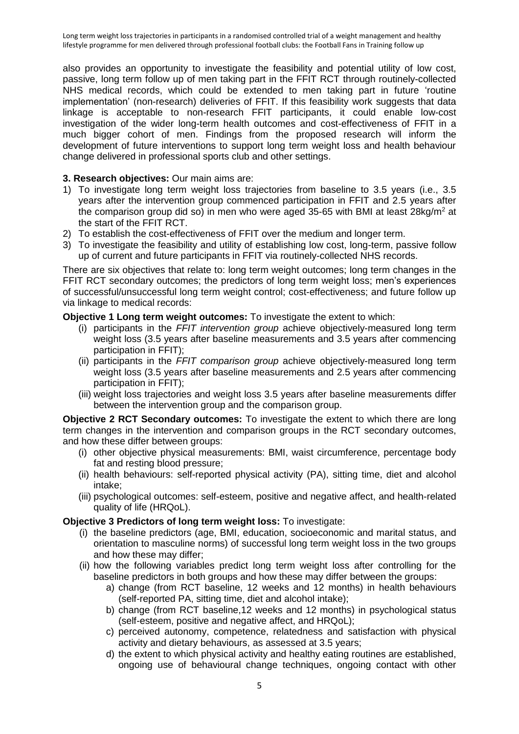also provides an opportunity to investigate the feasibility and potential utility of low cost, passive, long term follow up of men taking part in the FFIT RCT through routinely-collected NHS medical records, which could be extended to men taking part in future 'routine implementation' (non-research) deliveries of FFIT. If this feasibility work suggests that data linkage is acceptable to non-research FFIT participants, it could enable low-cost investigation of the wider long-term health outcomes and cost-effectiveness of FFIT in a much bigger cohort of men. Findings from the proposed research will inform the development of future interventions to support long term weight loss and health behaviour change delivered in professional sports club and other settings.

**3. Research objectives:** Our main aims are:

1) To investigate long term weight loss trajectories from baseline to 3.5 years (i.e., 3.5 years after the intervention group commenced participation in FFIT and 2.5 years after the comparison group did so) in men who were aged 35-65 with BMI at least 28kg/m$^2$ at the start of the FFIT RCT.
2) To establish the cost-effectiveness of FFIT over the medium and longer term.
3) To investigate the feasibility and utility of establishing low cost, long-term, passive follow up of current and future participants in FFIT via routinely-collected NHS records.

There are six objectives that relate to: long term weight outcomes; long term changes in the FFIT RCT secondary outcomes; the predictors of long term weight loss; men's experiences of successful/unsuccessful long term weight control; cost-effectiveness; and future follow up via linkage to medical records:

**Objective 1 Long term weight outcomes:** To investigate the extent to which:

(i) participants in the *FFIT intervention group* achieve objectively-measured long term weight loss (3.5 years after baseline measurements and 3.5 years after commencing participation in FFIT);
(ii) participants in the *FFIT comparison group* achieve objectively-measured long term weight loss (3.5 years after baseline measurements and 2.5 years after commencing participation in FFIT);
(iii) weight loss trajectories and weight loss 3.5 years after baseline measurements differ between the intervention group and the comparison group.

**Objective 2 RCT Secondary outcomes:** To investigate the extent to which there are long term changes in the intervention and comparison groups in the RCT secondary outcomes, and how these differ between groups:

(i) other objective physical measurements: BMI, waist circumference, percentage body fat and resting blood pressure;
(ii) health behaviours: self-reported physical activity (PA), sitting time, diet and alcohol intake;
(iii) psychological outcomes: self-esteem, positive and negative affect, and health-related quality of life (HRQoL).

**Objective 3 Predictors of long term weight loss:** To investigate:

(i) the baseline predictors (age, BMI, education, socioeconomic and marital status, and orientation to masculine norms) of successful long term weight loss in the two groups and how these may differ;
(ii) how the following variables predict long term weight loss after controlling for the baseline predictors in both groups and how these may differ between the groups:
    a) change (from RCT baseline, 12 weeks and 12 months) in health behaviours (self-reported PA, sitting time, diet and alcohol intake);
    b) change (from RCT baseline,12 weeks and 12 months) in psychological status (self-esteem, positive and negative affect, and HRQoL);
    c) perceived autonomy, competence, relatedness and satisfaction with physical activity and dietary behaviours, as assessed at 3.5 years;
    d) the extent to which physical activity and healthy eating routines are established, ongoing use of behavioural change techniques, ongoing contact with other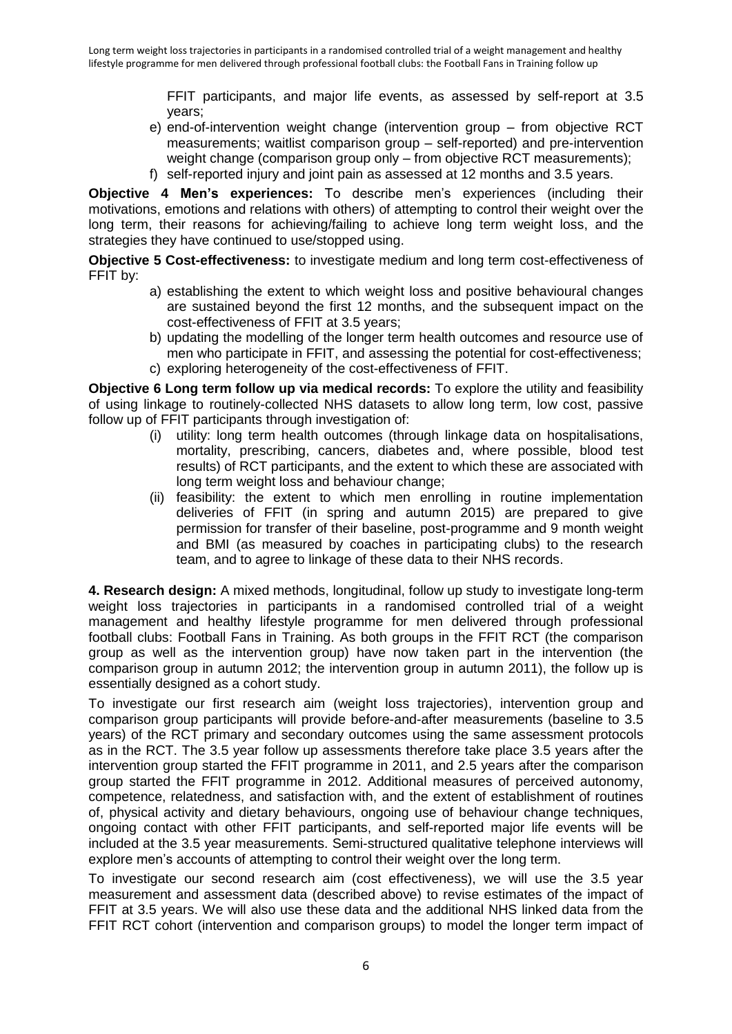FFIT participants, and major life events, as assessed by self-report at 3.5 years;

e) end-of-intervention weight change (intervention group – from objective RCT measurements; waitlist comparison group – self-reported) and pre-intervention weight change (comparison group only – from objective RCT measurements);

f) self-reported injury and joint pain as assessed at 12 months and 3.5 years.

**Objective 4 Men's experiences:** To describe men's experiences (including their motivations, emotions and relations with others) of attempting to control their weight over the long term, their reasons for achieving/failing to achieve long term weight loss, and the strategies they have continued to use/stopped using.

**Objective 5 Cost-effectiveness:** to investigate medium and long term cost-effectiveness of FFIT by:

a) establishing the extent to which weight loss and positive behavioural changes are sustained beyond the first 12 months, and the subsequent impact on the cost-effectiveness of FFIT at 3.5 years;

b) updating the modelling of the longer term health outcomes and resource use of men who participate in FFIT, and assessing the potential for cost-effectiveness;

c) exploring heterogeneity of the cost-effectiveness of FFIT.

**Objective 6 Long term follow up via medical records:** To explore the utility and feasibility of using linkage to routinely-collected NHS datasets to allow long term, low cost, passive follow up of FFIT participants through investigation of:

(i) utility: long term health outcomes (through linkage data on hospitalisations, mortality, prescribing, cancers, diabetes and, where possible, blood test results) of RCT participants, and the extent to which these are associated with long term weight loss and behaviour change;

(ii) feasibility: the extent to which men enrolling in routine implementation deliveries of FFIT (in spring and autumn 2015) are prepared to give permission for transfer of their baseline, post-programme and 9 month weight and BMI (as measured by coaches in participating clubs) to the research team, and to agree to linkage of these data to their NHS records.

**4. Research design:** A mixed methods, longitudinal, follow up study to investigate long-term weight loss trajectories in participants in a randomised controlled trial of a weight management and healthy lifestyle programme for men delivered through professional football clubs: Football Fans in Training. As both groups in the FFIT RCT (the comparison group as well as the intervention group) have now taken part in the intervention (the comparison group in autumn 2012; the intervention group in autumn 2011), the follow up is essentially designed as a cohort study.

To investigate our first research aim (weight loss trajectories), intervention group and comparison group participants will provide before-and-after measurements (baseline to 3.5 years) of the RCT primary and secondary outcomes using the same assessment protocols as in the RCT. The 3.5 year follow up assessments therefore take place 3.5 years after the intervention group started the FFIT programme in 2011, and 2.5 years after the comparison group started the FFIT programme in 2012. Additional measures of perceived autonomy, competence, relatedness, and satisfaction with, and the extent of establishment of routines of, physical activity and dietary behaviours, ongoing use of behaviour change techniques, ongoing contact with other FFIT participants, and self-reported major life events will be included at the 3.5 year measurements. Semi-structured qualitative telephone interviews will explore men's accounts of attempting to control their weight over the long term.

To investigate our second research aim (cost effectiveness), we will use the 3.5 year measurement and assessment data (described above) to revise estimates of the impact of FFIT at 3.5 years. We will also use these data and the additional NHS linked data from the FFIT RCT cohort (intervention and comparison groups) to model the longer term impact of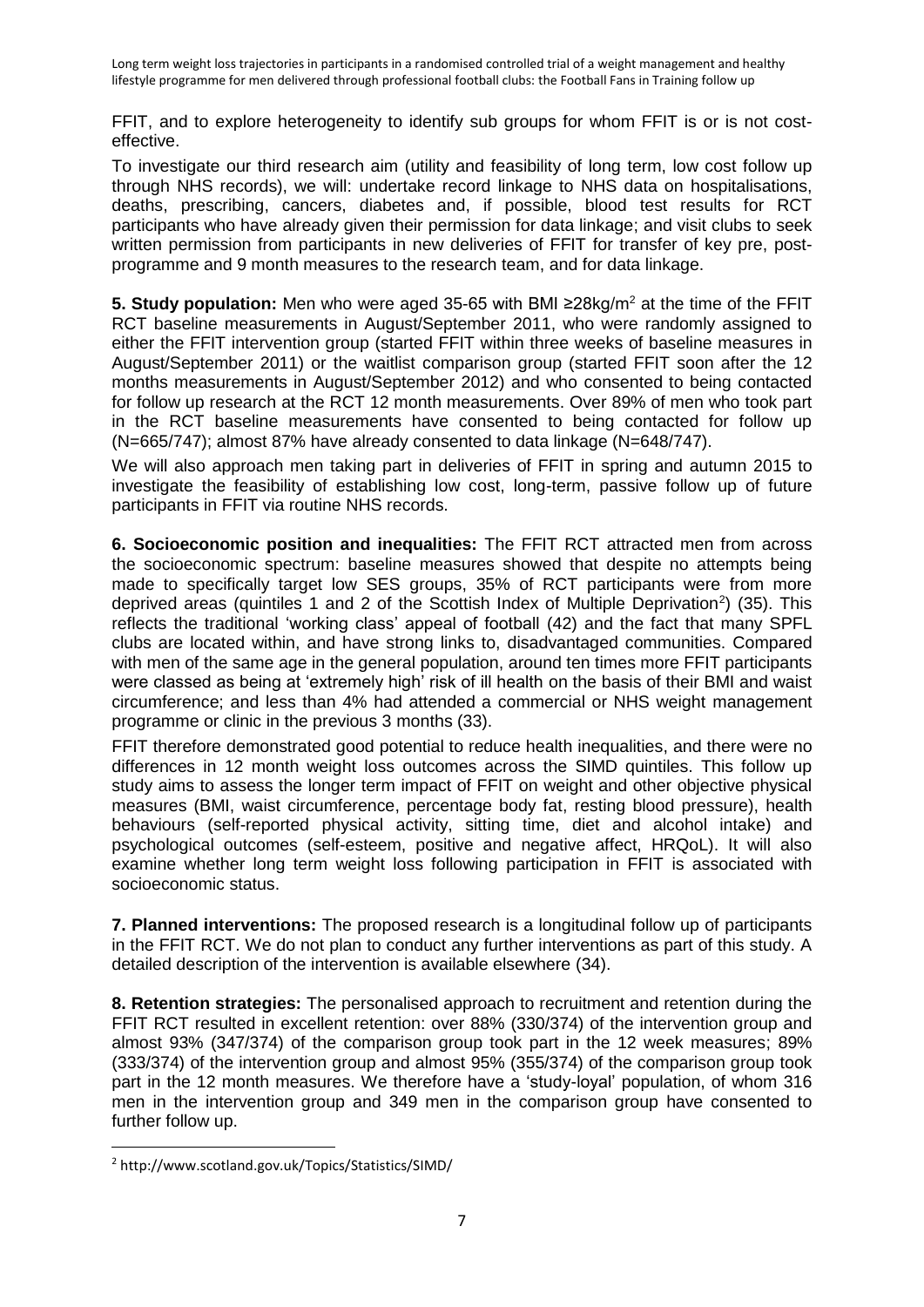FFIT, and to explore heterogeneity to identify sub groups for whom FFIT is or is not cost-effective.

To investigate our third research aim (utility and feasibility of long term, low cost follow up through NHS records), we will: undertake record linkage to NHS data on hospitalisations, deaths, prescribing, cancers, diabetes and, if possible, blood test results for RCT participants who have already given their permission for data linkage; and visit clubs to seek written permission from participants in new deliveries of FFIT for transfer of key pre, post-programme and 9 month measures to the research team, and for data linkage.

**5. Study population:** Men who were aged 35-65 with BMI ≥28kg/m$^2$ at the time of the FFIT RCT baseline measurements in August/September 2011, who were randomly assigned to either the FFIT intervention group (started FFIT within three weeks of baseline measures in August/September 2011) or the waitlist comparison group (started FFIT soon after the 12 months measurements in August/September 2012) and who consented to being contacted for follow up research at the RCT 12 month measurements. Over 89% of men who took part in the RCT baseline measurements have consented to being contacted for follow up (N=665/747); almost 87% have already consented to data linkage (N=648/747).

We will also approach men taking part in deliveries of FFIT in spring and autumn 2015 to investigate the feasibility of establishing low cost, long-term, passive follow up of future participants in FFIT via routine NHS records.

**6. Socioeconomic position and inequalities:** The FFIT RCT attracted men from across the socioeconomic spectrum: baseline measures showed that despite no attempts being made to specifically target low SES groups, 35% of RCT participants were from more deprived areas (quintiles 1 and 2 of the Scottish Index of Multiple Deprivation[2]) (35). This reflects the traditional 'working class' appeal of football (42) and the fact that many SPFL clubs are located within, and have strong links to, disadvantaged communities. Compared with men of the same age in the general population, around ten times more FFIT participants were classed as being at 'extremely high' risk of ill health on the basis of their BMI and waist circumference; and less than 4% had attended a commercial or NHS weight management programme or clinic in the previous 3 months (33).

FFIT therefore demonstrated good potential to reduce health inequalities, and there were no differences in 12 month weight loss outcomes across the SIMD quintiles. This follow up study aims to assess the longer term impact of FFIT on weight and other objective physical measures (BMI, waist circumference, percentage body fat, resting blood pressure), health behaviours (self-reported physical activity, sitting time, diet and alcohol intake) and psychological outcomes (self-esteem, positive and negative affect, HRQoL). It will also examine whether long term weight loss following participation in FFIT is associated with socioeconomic status.

**7. Planned interventions:** The proposed research is a longitudinal follow up of participants in the FFIT RCT. We do not plan to conduct any further interventions as part of this study. A detailed description of the intervention is available elsewhere (34).

**8. Retention strategies:** The personalised approach to recruitment and retention during the FFIT RCT resulted in excellent retention: over 88% (330/374) of the intervention group and almost 93% (347/374) of the comparison group took part in the 12 week measures; 89% (333/374) of the intervention group and almost 95% (355/374) of the comparison group took part in the 12 month measures. We therefore have a 'study-loyal' population, of whom 316 men in the intervention group and 349 men in the comparison group have consented to further follow up.

[2] http://www.scotland.gov.uk/Topics/Statistics/SIMD/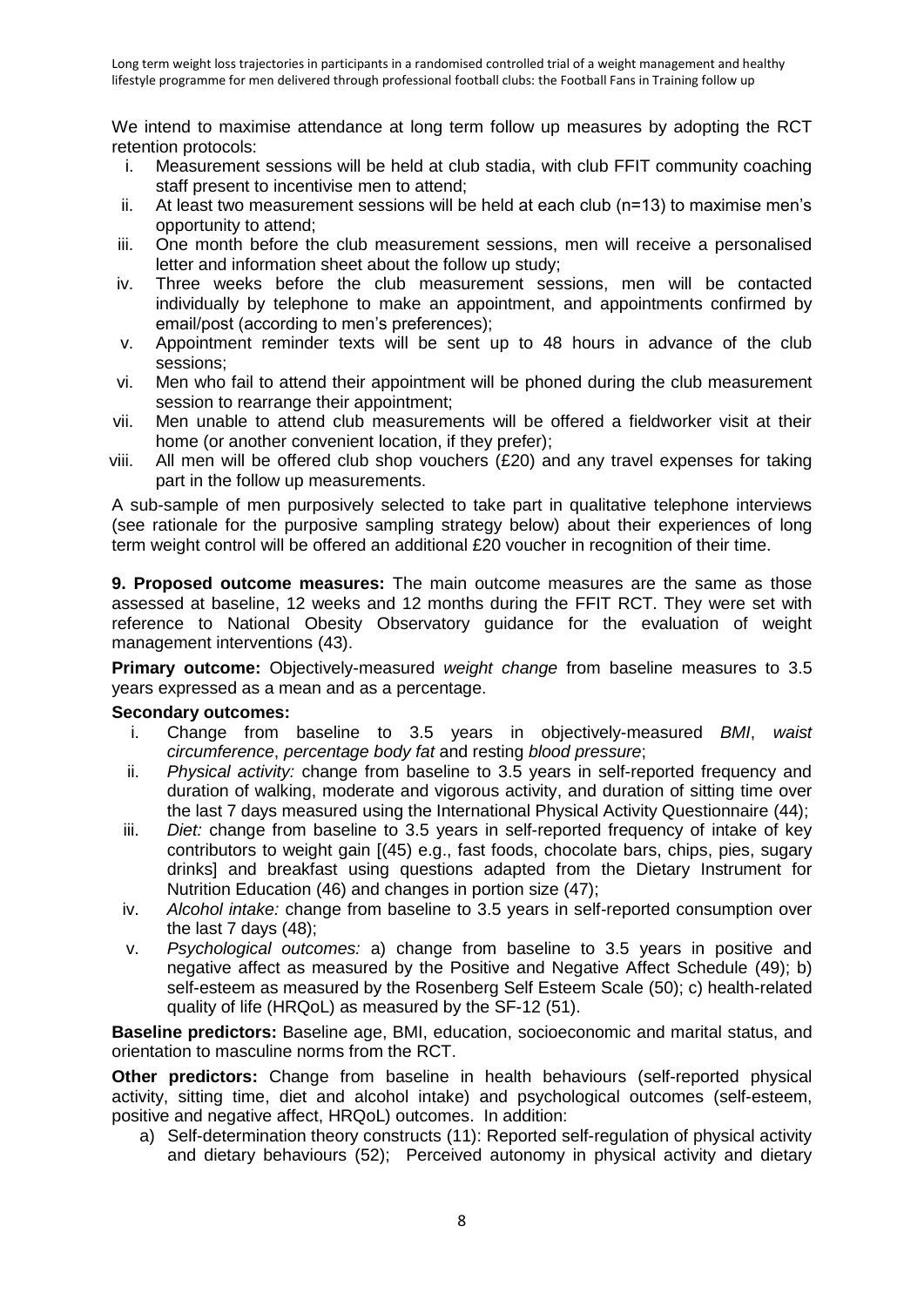We intend to maximise attendance at long term follow up measures by adopting the RCT retention protocols:

i. Measurement sessions will be held at club stadia, with club FFIT community coaching staff present to incentivise men to attend;
ii. At least two measurement sessions will be held at each club (n=13) to maximise men's opportunity to attend;
iii. One month before the club measurement sessions, men will receive a personalised letter and information sheet about the follow up study;
iv. Three weeks before the club measurement sessions, men will be contacted individually by telephone to make an appointment, and appointments confirmed by email/post (according to men's preferences);
v. Appointment reminder texts will be sent up to 48 hours in advance of the club sessions;
vi. Men who fail to attend their appointment will be phoned during the club measurement session to rearrange their appointment;
vii. Men unable to attend club measurements will be offered a fieldworker visit at their home (or another convenient location, if they prefer);
viii. All men will be offered club shop vouchers (£20) and any travel expenses for taking part in the follow up measurements.

A sub-sample of men purposively selected to take part in qualitative telephone interviews (see rationale for the purposive sampling strategy below) about their experiences of long term weight control will be offered an additional £20 voucher in recognition of their time.

**9. Proposed outcome measures:** The main outcome measures are the same as those assessed at baseline, 12 weeks and 12 months during the FFIT RCT. They were set with reference to National Obesity Observatory guidance for the evaluation of weight management interventions (43).

**Primary outcome:** Objectively-measured *weight change* from baseline measures to 3.5 years expressed as a mean and as a percentage.

**Secondary outcomes:**

i. Change from baseline to 3.5 years in objectively-measured *BMI*, *waist circumference*, *percentage body fat* and resting *blood pressure*;
ii. *Physical activity:* change from baseline to 3.5 years in self-reported frequency and duration of walking, moderate and vigorous activity, and duration of sitting time over the last 7 days measured using the International Physical Activity Questionnaire (44);
iii. *Diet:* change from baseline to 3.5 years in self-reported frequency of intake of key contributors to weight gain [(45) e.g., fast foods, chocolate bars, chips, pies, sugary drinks] and breakfast using questions adapted from the Dietary Instrument for Nutrition Education (46) and changes in portion size (47);
iv. *Alcohol intake:* change from baseline to 3.5 years in self-reported consumption over the last 7 days (48);
v. *Psychological outcomes:* a) change from baseline to 3.5 years in positive and negative affect as measured by the Positive and Negative Affect Schedule (49); b) self-esteem as measured by the Rosenberg Self Esteem Scale (50); c) health-related quality of life (HRQoL) as measured by the SF-12 (51).

**Baseline predictors:** Baseline age, BMI, education, socioeconomic and marital status, and orientation to masculine norms from the RCT.

**Other predictors:** Change from baseline in health behaviours (self-reported physical activity, sitting time, diet and alcohol intake) and psychological outcomes (self-esteem, positive and negative affect, HRQoL) outcomes. In addition:

a) Self-determination theory constructs (11): Reported self-regulation of physical activity and dietary behaviours (52); Perceived autonomy in physical activity and dietary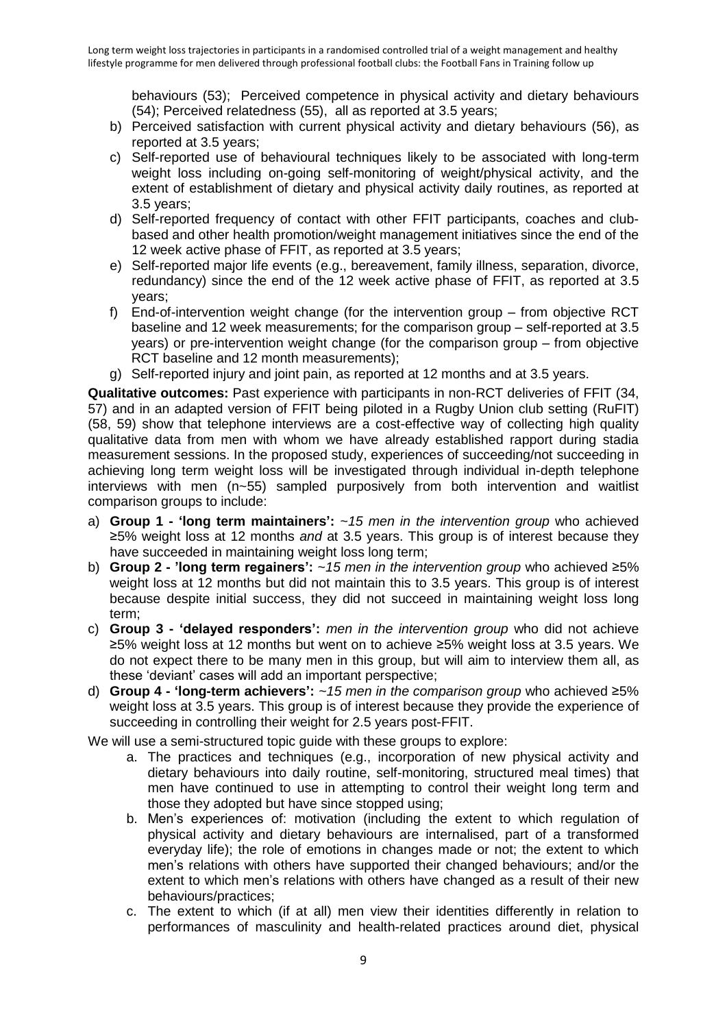behaviours (53); Perceived competence in physical activity and dietary behaviours (54); Perceived relatedness (55), all as reported at 3.5 years;

b) Perceived satisfaction with current physical activity and dietary behaviours (56), as reported at 3.5 years;
c) Self-reported use of behavioural techniques likely to be associated with long-term weight loss including on-going self-monitoring of weight/physical activity, and the extent of establishment of dietary and physical activity daily routines, as reported at 3.5 years;
d) Self-reported frequency of contact with other FFIT participants, coaches and club-based and other health promotion/weight management initiatives since the end of the 12 week active phase of FFIT, as reported at 3.5 years;
e) Self-reported major life events (e.g., bereavement, family illness, separation, divorce, redundancy) since the end of the 12 week active phase of FFIT, as reported at 3.5 years;
f) End-of-intervention weight change (for the intervention group – from objective RCT baseline and 12 week measurements; for the comparison group – self-reported at 3.5 years) or pre-intervention weight change (for the comparison group – from objective RCT baseline and 12 month measurements);
g) Self-reported injury and joint pain, as reported at 12 months and at 3.5 years.

**Qualitative outcomes:** Past experience with participants in non-RCT deliveries of FFIT (34, 57) and in an adapted version of FFIT being piloted in a Rugby Union club setting (RuFIT) (58, 59) show that telephone interviews are a cost-effective way of collecting high quality qualitative data from men with whom we have already established rapport during stadia measurement sessions. In the proposed study, experiences of succeeding/not succeeding in achieving long term weight loss will be investigated through individual in-depth telephone interviews with men (n~55) sampled purposively from both intervention and waitlist comparison groups to include:

a) **Group 1 - 'long term maintainers':** *~15 men in the intervention group* who achieved ≥5% weight loss at 12 months *and* at 3.5 years. This group is of interest because they have succeeded in maintaining weight loss long term;
b) **Group 2 - 'long term regainers':** *~15 men in the intervention group* who achieved ≥5% weight loss at 12 months but did not maintain this to 3.5 years. This group is of interest because despite initial success, they did not succeed in maintaining weight loss long term;
c) **Group 3 - 'delayed responders':** *men in the intervention group* who did not achieve ≥5% weight loss at 12 months but went on to achieve ≥5% weight loss at 3.5 years. We do not expect there to be many men in this group, but will aim to interview them all, as these 'deviant' cases will add an important perspective;
d) **Group 4 - 'long-term achievers':** *~15 men in the comparison group* who achieved ≥5% weight loss at 3.5 years. This group is of interest because they provide the experience of succeeding in controlling their weight for 2.5 years post-FFIT.

We will use a semi-structured topic guide with these groups to explore:

a. The practices and techniques (e.g., incorporation of new physical activity and dietary behaviours into daily routine, self-monitoring, structured meal times) that men have continued to use in attempting to control their weight long term and those they adopted but have since stopped using;
b. Men's experiences of: motivation (including the extent to which regulation of physical activity and dietary behaviours are internalised, part of a transformed everyday life); the role of emotions in changes made or not; the extent to which men's relations with others have supported their changed behaviours; and/or the extent to which men's relations with others have changed as a result of their new behaviours/practices;
c. The extent to which (if at all) men view their identities differently in relation to performances of masculinity and health-related practices around diet, physical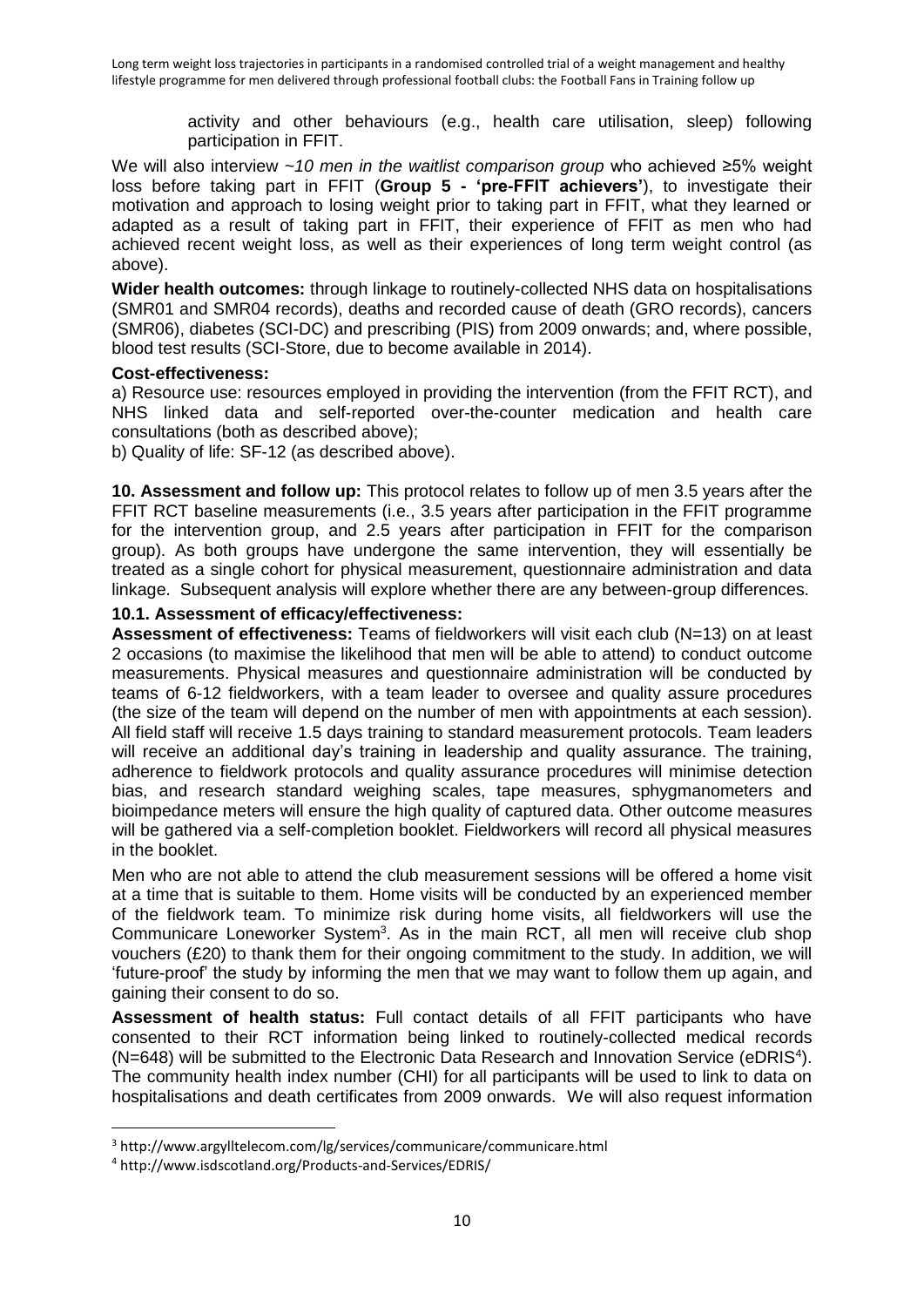activity and other behaviours (e.g., health care utilisation, sleep) following participation in FFIT.

We will also interview *~10 men in the waitlist comparison group* who achieved ≥5% weight loss before taking part in FFIT (**Group 5 - 'pre-FFIT achievers'**), to investigate their motivation and approach to losing weight prior to taking part in FFIT, what they learned or adapted as a result of taking part in FFIT, their experience of FFIT as men who had achieved recent weight loss, as well as their experiences of long term weight control (as above).

**Wider health outcomes:** through linkage to routinely-collected NHS data on hospitalisations (SMR01 and SMR04 records), deaths and recorded cause of death (GRO records), cancers (SMR06), diabetes (SCI-DC) and prescribing (PIS) from 2009 onwards; and, where possible, blood test results (SCI-Store, due to become available in 2014).

**Cost-effectiveness:**

a) Resource use: resources employed in providing the intervention (from the FFIT RCT), and NHS linked data and self-reported over-the-counter medication and health care consultations (both as described above);

b) Quality of life: SF-12 (as described above).

**10. Assessment and follow up:** This protocol relates to follow up of men 3.5 years after the FFIT RCT baseline measurements (i.e., 3.5 years after participation in the FFIT programme for the intervention group, and 2.5 years after participation in FFIT for the comparison group). As both groups have undergone the same intervention, they will essentially be treated as a single cohort for physical measurement, questionnaire administration and data linkage. Subsequent analysis will explore whether there are any between-group differences.

**10.1. Assessment of efficacy/effectiveness:**

**Assessment of effectiveness:** Teams of fieldworkers will visit each club (N=13) on at least 2 occasions (to maximise the likelihood that men will be able to attend) to conduct outcome measurements. Physical measures and questionnaire administration will be conducted by teams of 6-12 fieldworkers, with a team leader to oversee and quality assure procedures (the size of the team will depend on the number of men with appointments at each session). All field staff will receive 1.5 days training to standard measurement protocols. Team leaders will receive an additional day's training in leadership and quality assurance. The training, adherence to fieldwork protocols and quality assurance procedures will minimise detection bias, and research standard weighing scales, tape measures, sphygmanometers and bioimpedance meters will ensure the high quality of captured data. Other outcome measures will be gathered via a self-completion booklet. Fieldworkers will record all physical measures in the booklet.

Men who are not able to attend the club measurement sessions will be offered a home visit at a time that is suitable to them. Home visits will be conducted by an experienced member of the fieldwork team. To minimize risk during home visits, all fieldworkers will use the Communicare Loneworker System[3]. As in the main RCT, all men will receive club shop vouchers (£20) to thank them for their ongoing commitment to the study. In addition, we will 'future-proof' the study by informing the men that we may want to follow them up again, and gaining their consent to do so.

**Assessment of health status:** Full contact details of all FFIT participants who have consented to their RCT information being linked to routinely-collected medical records (N=648) will be submitted to the Electronic Data Research and Innovation Service (eDRIS[4]). The community health index number (CHI) for all participants will be used to link to data on hospitalisations and death certificates from 2009 onwards. We will also request information

[3] http://www.argylltelecom.com/lg/services/communicare/communicare.html

[4] http://www.isdscotland.org/Products-and-Services/EDRIS/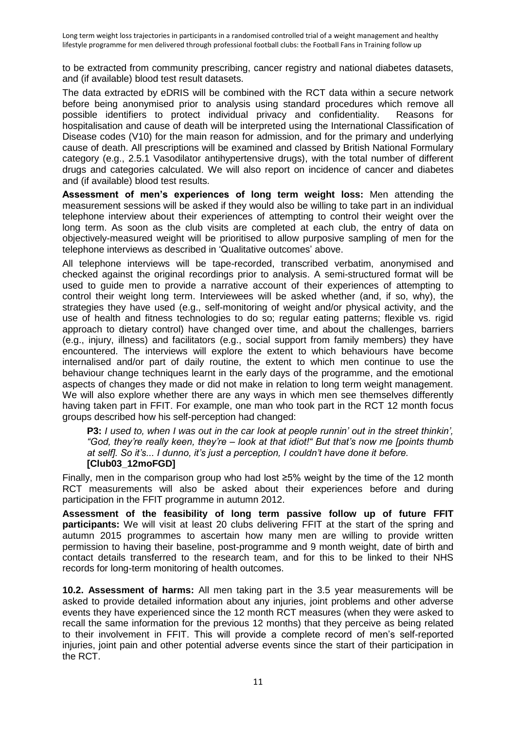to be extracted from community prescribing, cancer registry and national diabetes datasets, and (if available) blood test result datasets.

The data extracted by eDRIS will be combined with the RCT data within a secure network before being anonymised prior to analysis using standard procedures which remove all possible identifiers to protect individual privacy and confidentiality. Reasons for hospitalisation and cause of death will be interpreted using the International Classification of Disease codes (V10) for the main reason for admission, and for the primary and underlying cause of death. All prescriptions will be examined and classed by British National Formulary category (e.g., 2.5.1 Vasodilator antihypertensive drugs), with the total number of different drugs and categories calculated. We will also report on incidence of cancer and diabetes and (if available) blood test results.

**Assessment of men's experiences of long term weight loss:** Men attending the measurement sessions will be asked if they would also be willing to take part in an individual telephone interview about their experiences of attempting to control their weight over the long term. As soon as the club visits are completed at each club, the entry of data on objectively-measured weight will be prioritised to allow purposive sampling of men for the telephone interviews as described in 'Qualitative outcomes' above.

All telephone interviews will be tape-recorded, transcribed verbatim, anonymised and checked against the original recordings prior to analysis. A semi-structured format will be used to guide men to provide a narrative account of their experiences of attempting to control their weight long term. Interviewees will be asked whether (and, if so, why), the strategies they have used (e.g., self-monitoring of weight and/or physical activity, and the use of health and fitness technologies to do so; regular eating patterns; flexible vs. rigid approach to dietary control) have changed over time, and about the challenges, barriers (e.g., injury, illness) and facilitators (e.g., social support from family members) they have encountered. The interviews will explore the extent to which behaviours have become internalised and/or part of daily routine, the extent to which men continue to use the behaviour change techniques learnt in the early days of the programme, and the emotional aspects of changes they made or did not make in relation to long term weight management. We will also explore whether there are any ways in which men see themselves differently having taken part in FFIT. For example, one man who took part in the RCT 12 month focus groups described how his self-perception had changed:

> **P3:** *I used to, when I was out in the car look at people runnin' out in the street thinkin', "God, they're really keen, they're – look at that idiot!" But that's now me [points thumb at self]. So it's... I dunno, it's just a perception, I couldn't have done it before.*
> **[Club03_12moFGD]**

Finally, men in the comparison group who had lost ≥5% weight by the time of the 12 month RCT measurements will also be asked about their experiences before and during participation in the FFIT programme in autumn 2012.

**Assessment of the feasibility of long term passive follow up of future FFIT participants:** We will visit at least 20 clubs delivering FFIT at the start of the spring and autumn 2015 programmes to ascertain how many men are willing to provide written permission to having their baseline, post-programme and 9 month weight, date of birth and contact details transferred to the research team, and for this to be linked to their NHS records for long-term monitoring of health outcomes.

**10.2. Assessment of harms:** All men taking part in the 3.5 year measurements will be asked to provide detailed information about any injuries, joint problems and other adverse events they have experienced since the 12 month RCT measures (when they were asked to recall the same information for the previous 12 months) that they perceive as being related to their involvement in FFIT. This will provide a complete record of men's self-reported injuries, joint pain and other potential adverse events since the start of their participation in the RCT.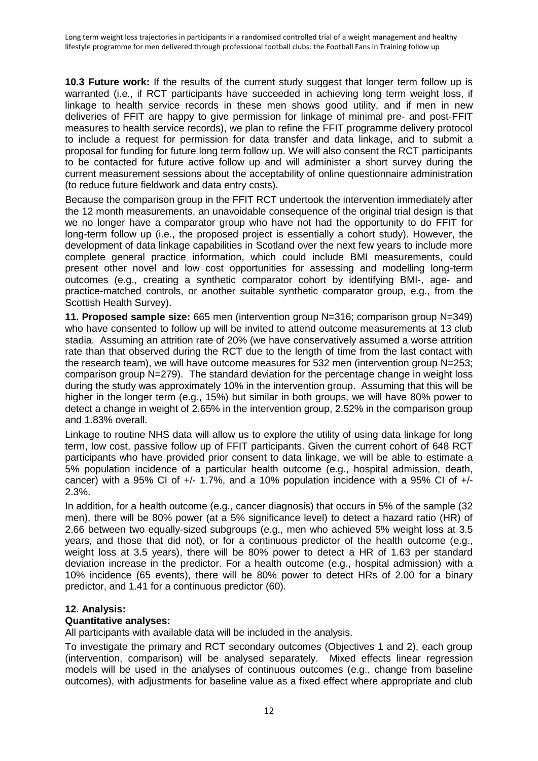**10.3 Future work:** If the results of the current study suggest that longer term follow up is warranted (i.e., if RCT participants have succeeded in achieving long term weight loss, if linkage to health service records in these men shows good utility, and if men in new deliveries of FFIT are happy to give permission for linkage of minimal pre- and post-FFIT measures to health service records), we plan to refine the FFIT programme delivery protocol to include a request for permission for data transfer and data linkage, and to submit a proposal for funding for future long term follow up. We will also consent the RCT participants to be contacted for future active follow up and will administer a short survey during the current measurement sessions about the acceptability of online questionnaire administration (to reduce future fieldwork and data entry costs).

Because the comparison group in the FFIT RCT undertook the intervention immediately after the 12 month measurements, an unavoidable consequence of the original trial design is that we no longer have a comparator group who have not had the opportunity to do FFIT for long-term follow up (i.e., the proposed project is essentially a cohort study). However, the development of data linkage capabilities in Scotland over the next few years to include more complete general practice information, which could include BMI measurements, could present other novel and low cost opportunities for assessing and modelling long-term outcomes (e.g., creating a synthetic comparator cohort by identifying BMI-, age- and practice-matched controls, or another suitable synthetic comparator group, e.g., from the Scottish Health Survey).

**11. Proposed sample size:** 665 men (intervention group N=316; comparison group N=349) who have consented to follow up will be invited to attend outcome measurements at 13 club stadia. Assuming an attrition rate of 20% (we have conservatively assumed a worse attrition rate than that observed during the RCT due to the length of time from the last contact with the research team), we will have outcome measures for 532 men (intervention group N=253; comparison group N=279). The standard deviation for the percentage change in weight loss during the study was approximately 10% in the intervention group. Assuming that this will be higher in the longer term (e.g., 15%) but similar in both groups, we will have 80% power to detect a change in weight of 2.65% in the intervention group, 2.52% in the comparison group and 1.83% overall.

Linkage to routine NHS data will allow us to explore the utility of using data linkage for long term, low cost, passive follow up of FFIT participants. Given the current cohort of 648 RCT participants who have provided prior consent to data linkage, we will be able to estimate a 5% population incidence of a particular health outcome (e.g., hospital admission, death, cancer) with a 95% CI of +/- 1.7%, and a 10% population incidence with a 95% CI of +/- 2.3%.

In addition, for a health outcome (e.g., cancer diagnosis) that occurs in 5% of the sample (32 men), there will be 80% power (at a 5% significance level) to detect a hazard ratio (HR) of 2.66 between two equally-sized subgroups (e.g., men who achieved 5% weight loss at 3.5 years, and those that did not), or for a continuous predictor of the health outcome (e.g., weight loss at 3.5 years), there will be 80% power to detect a HR of 1.63 per standard deviation increase in the predictor. For a health outcome (e.g., hospital admission) with a 10% incidence (65 events), there will be 80% power to detect HRs of 2.00 for a binary predictor, and 1.41 for a continuous predictor (60).

**12. Analysis:**

**Quantitative analyses:**

All participants with available data will be included in the analysis.

To investigate the primary and RCT secondary outcomes (Objectives 1 and 2), each group (intervention, comparison) will be analysed separately. Mixed effects linear regression models will be used in the analyses of continuous outcomes (e.g., change from baseline outcomes), with adjustments for baseline value as a fixed effect where appropriate and club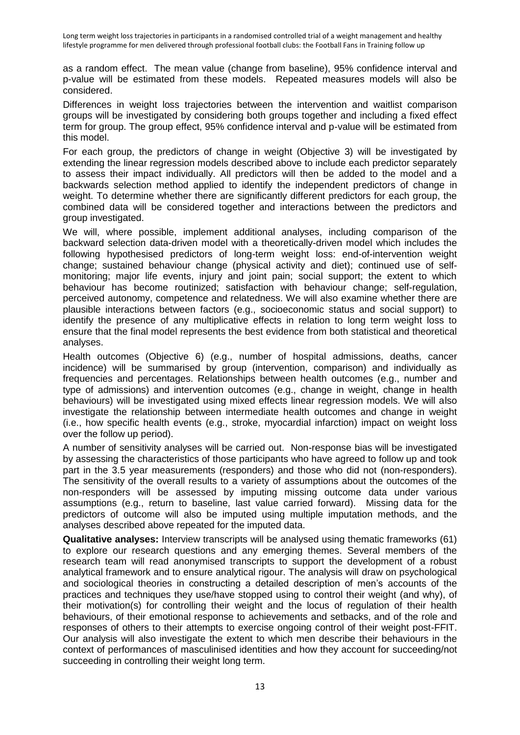as a random effect. The mean value (change from baseline), 95% confidence interval and p-value will be estimated from these models. Repeated measures models will also be considered.

Differences in weight loss trajectories between the intervention and waitlist comparison groups will be investigated by considering both groups together and including a fixed effect term for group. The group effect, 95% confidence interval and p-value will be estimated from this model.

For each group, the predictors of change in weight (Objective 3) will be investigated by extending the linear regression models described above to include each predictor separately to assess their impact individually. All predictors will then be added to the model and a backwards selection method applied to identify the independent predictors of change in weight. To determine whether there are significantly different predictors for each group, the combined data will be considered together and interactions between the predictors and group investigated.

We will, where possible, implement additional analyses, including comparison of the backward selection data-driven model with a theoretically-driven model which includes the following hypothesised predictors of long-term weight loss: end-of-intervention weight change; sustained behaviour change (physical activity and diet); continued use of self-monitoring; major life events, injury and joint pain; social support; the extent to which behaviour has become routinized; satisfaction with behaviour change; self-regulation, perceived autonomy, competence and relatedness. We will also examine whether there are plausible interactions between factors (e.g., socioeconomic status and social support) to identify the presence of any multiplicative effects in relation to long term weight loss to ensure that the final model represents the best evidence from both statistical and theoretical analyses.

Health outcomes (Objective 6) (e.g., number of hospital admissions, deaths, cancer incidence) will be summarised by group (intervention, comparison) and individually as frequencies and percentages. Relationships between health outcomes (e.g., number and type of admissions) and intervention outcomes (e.g., change in weight, change in health behaviours) will be investigated using mixed effects linear regression models. We will also investigate the relationship between intermediate health outcomes and change in weight (i.e., how specific health events (e.g., stroke, myocardial infarction) impact on weight loss over the follow up period).

A number of sensitivity analyses will be carried out. Non-response bias will be investigated by assessing the characteristics of those participants who have agreed to follow up and took part in the 3.5 year measurements (responders) and those who did not (non-responders). The sensitivity of the overall results to a variety of assumptions about the outcomes of the non-responders will be assessed by imputing missing outcome data under various assumptions (e.g., return to baseline, last value carried forward). Missing data for the predictors of outcome will also be imputed using multiple imputation methods, and the analyses described above repeated for the imputed data.

**Qualitative analyses:** Interview transcripts will be analysed using thematic frameworks (61) to explore our research questions and any emerging themes. Several members of the research team will read anonymised transcripts to support the development of a robust analytical framework and to ensure analytical rigour. The analysis will draw on psychological and sociological theories in constructing a detailed description of men's accounts of the practices and techniques they use/have stopped using to control their weight (and why), of their motivation(s) for controlling their weight and the locus of regulation of their health behaviours, of their emotional response to achievements and setbacks, and of the role and responses of others to their attempts to exercise ongoing control of their weight post-FFIT. Our analysis will also investigate the extent to which men describe their behaviours in the context of performances of masculinised identities and how they account for succeeding/not succeeding in controlling their weight long term.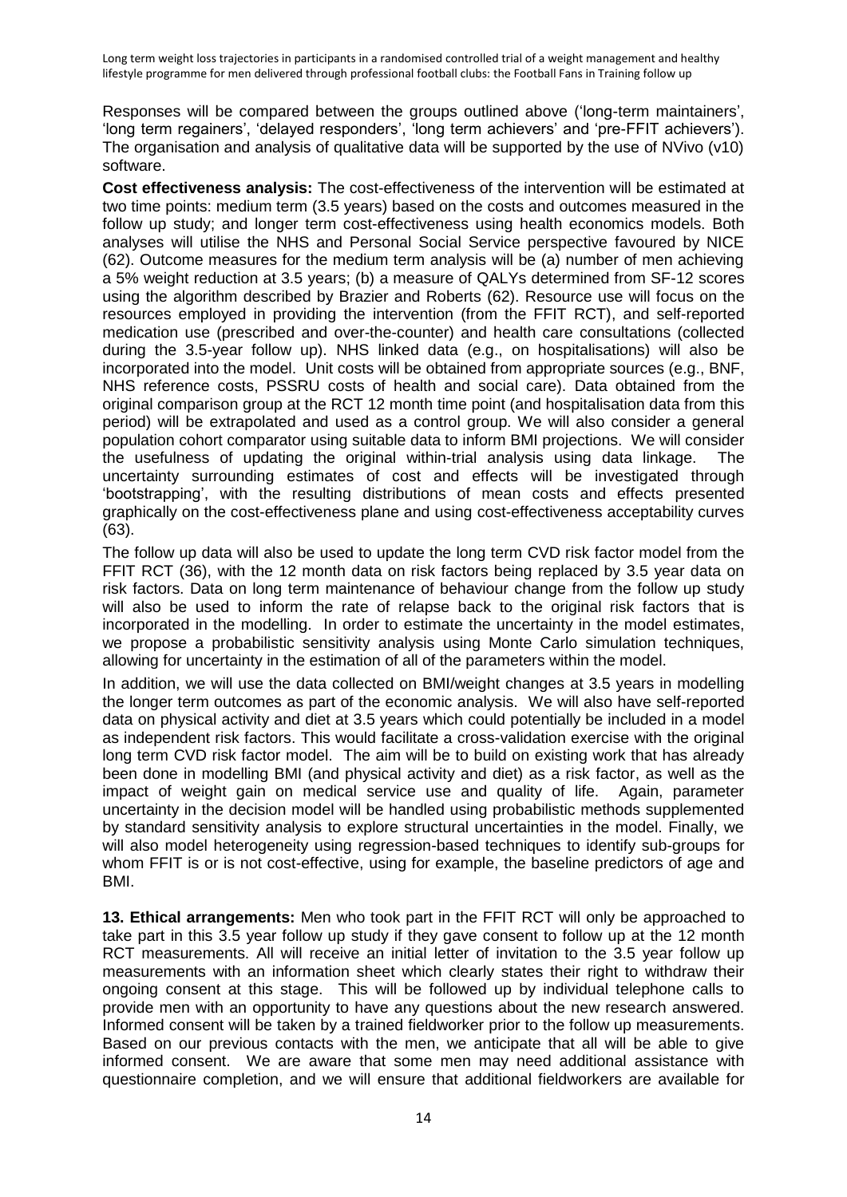Responses will be compared between the groups outlined above ('long-term maintainers', 'long term regainers', 'delayed responders', 'long term achievers' and 'pre-FFIT achievers'). The organisation and analysis of qualitative data will be supported by the use of NVivo (v10) software.

**Cost effectiveness analysis:** The cost-effectiveness of the intervention will be estimated at two time points: medium term (3.5 years) based on the costs and outcomes measured in the follow up study; and longer term cost-effectiveness using health economics models. Both analyses will utilise the NHS and Personal Social Service perspective favoured by NICE (62). Outcome measures for the medium term analysis will be (a) number of men achieving a 5% weight reduction at 3.5 years; (b) a measure of QALYs determined from SF-12 scores using the algorithm described by Brazier and Roberts (62). Resource use will focus on the resources employed in providing the intervention (from the FFIT RCT), and self-reported medication use (prescribed and over-the-counter) and health care consultations (collected during the 3.5-year follow up). NHS linked data (e.g., on hospitalisations) will also be incorporated into the model. Unit costs will be obtained from appropriate sources (e.g., BNF, NHS reference costs, PSSRU costs of health and social care). Data obtained from the original comparison group at the RCT 12 month time point (and hospitalisation data from this period) will be extrapolated and used as a control group. We will also consider a general population cohort comparator using suitable data to inform BMI projections. We will consider the usefulness of updating the original within-trial analysis using data linkage. The uncertainty surrounding estimates of cost and effects will be investigated through 'bootstrapping', with the resulting distributions of mean costs and effects presented graphically on the cost-effectiveness plane and using cost-effectiveness acceptability curves (63).

The follow up data will also be used to update the long term CVD risk factor model from the FFIT RCT (36), with the 12 month data on risk factors being replaced by 3.5 year data on risk factors. Data on long term maintenance of behaviour change from the follow up study will also be used to inform the rate of relapse back to the original risk factors that is incorporated in the modelling. In order to estimate the uncertainty in the model estimates, we propose a probabilistic sensitivity analysis using Monte Carlo simulation techniques, allowing for uncertainty in the estimation of all of the parameters within the model.

In addition, we will use the data collected on BMI/weight changes at 3.5 years in modelling the longer term outcomes as part of the economic analysis. We will also have self-reported data on physical activity and diet at 3.5 years which could potentially be included in a model as independent risk factors. This would facilitate a cross-validation exercise with the original long term CVD risk factor model. The aim will be to build on existing work that has already been done in modelling BMI (and physical activity and diet) as a risk factor, as well as the impact of weight gain on medical service use and quality of life. Again, parameter uncertainty in the decision model will be handled using probabilistic methods supplemented by standard sensitivity analysis to explore structural uncertainties in the model. Finally, we will also model heterogeneity using regression-based techniques to identify sub-groups for whom FFIT is or is not cost-effective, using for example, the baseline predictors of age and BMI.

**13. Ethical arrangements:** Men who took part in the FFIT RCT will only be approached to take part in this 3.5 year follow up study if they gave consent to follow up at the 12 month RCT measurements. All will receive an initial letter of invitation to the 3.5 year follow up measurements with an information sheet which clearly states their right to withdraw their ongoing consent at this stage. This will be followed up by individual telephone calls to provide men with an opportunity to have any questions about the new research answered. Informed consent will be taken by a trained fieldworker prior to the follow up measurements. Based on our previous contacts with the men, we anticipate that all will be able to give informed consent. We are aware that some men may need additional assistance with questionnaire completion, and we will ensure that additional fieldworkers are available for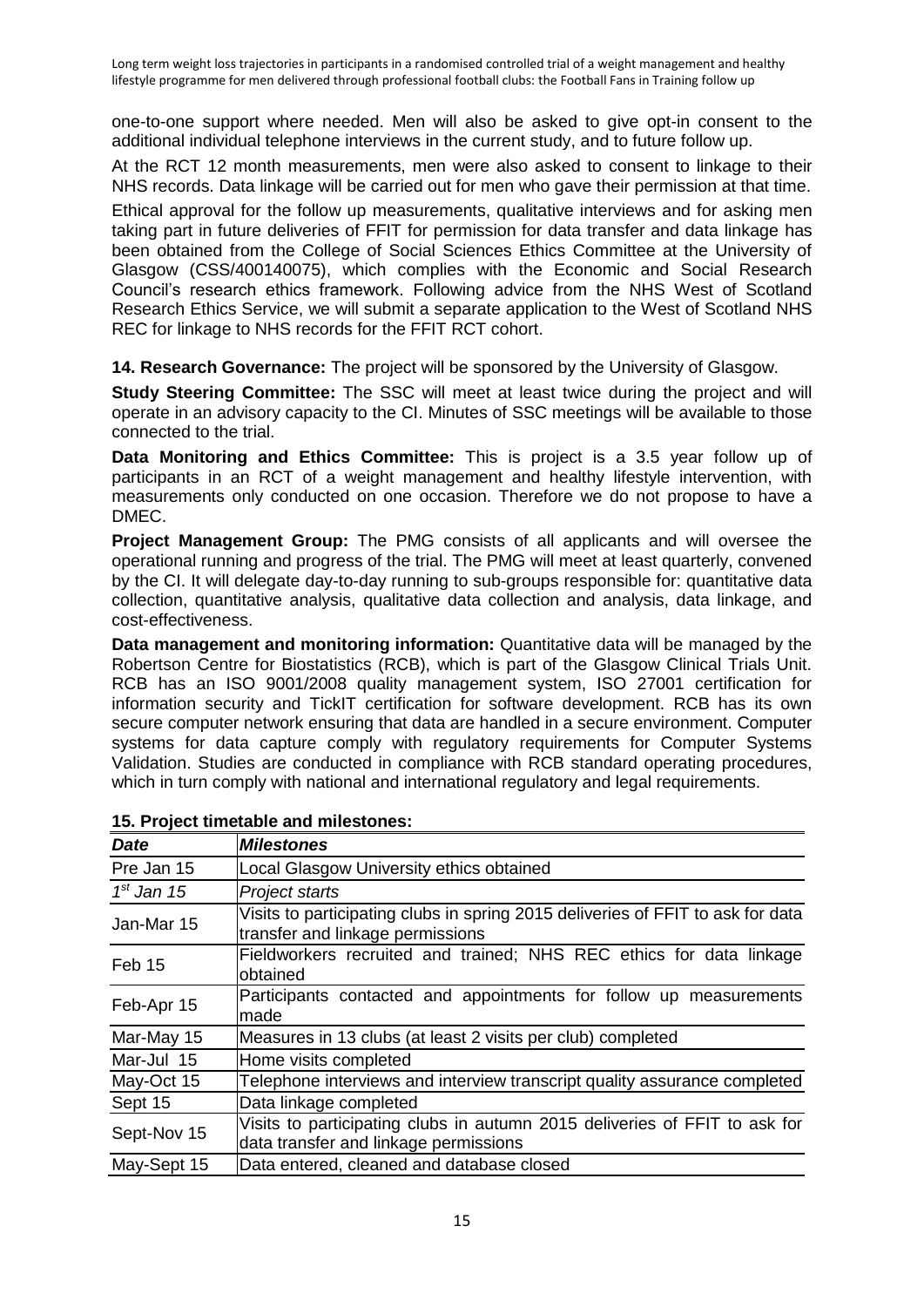one-to-one support where needed. Men will also be asked to give opt-in consent to the additional individual telephone interviews in the current study, and to future follow up.

At the RCT 12 month measurements, men were also asked to consent to linkage to their NHS records. Data linkage will be carried out for men who gave their permission at that time.

Ethical approval for the follow up measurements, qualitative interviews and for asking men taking part in future deliveries of FFIT for permission for data transfer and data linkage has been obtained from the College of Social Sciences Ethics Committee at the University of Glasgow (CSS/400140075), which complies with the Economic and Social Research Council's research ethics framework. Following advice from the NHS West of Scotland Research Ethics Service, we will submit a separate application to the West of Scotland NHS REC for linkage to NHS records for the FFIT RCT cohort.

**14. Research Governance:** The project will be sponsored by the University of Glasgow.

**Study Steering Committee:** The SSC will meet at least twice during the project and will operate in an advisory capacity to the CI. Minutes of SSC meetings will be available to those connected to the trial.

**Data Monitoring and Ethics Committee:** This is project is a 3.5 year follow up of participants in an RCT of a weight management and healthy lifestyle intervention, with measurements only conducted on one occasion. Therefore we do not propose to have a DMEC.

**Project Management Group:** The PMG consists of all applicants and will oversee the operational running and progress of the trial. The PMG will meet at least quarterly, convened by the CI. It will delegate day-to-day running to sub-groups responsible for: quantitative data collection, quantitative analysis, qualitative data collection and analysis, data linkage, and cost-effectiveness.

**Data management and monitoring information:** Quantitative data will be managed by the Robertson Centre for Biostatistics (RCB), which is part of the Glasgow Clinical Trials Unit. RCB has an ISO 9001/2008 quality management system, ISO 27001 certification for information security and TickIT certification for software development. RCB has its own secure computer network ensuring that data are handled in a secure environment. Computer systems for data capture comply with regulatory requirements for Computer Systems Validation. Studies are conducted in compliance with RCB standard operating procedures, which in turn comply with national and international regulatory and legal requirements.

**15. Project timetable and milestones:**

| *Date* | *Milestones* |
|---|---|
| Pre Jan 15 | Local Glasgow University ethics obtained |
| *1st Jan 15* | *Project starts* |
| Jan-Mar 15 | Visits to participating clubs in spring 2015 deliveries of FFIT to ask for data transfer and linkage permissions |
| Feb 15 | Fieldworkers recruited and trained; NHS REC ethics for data linkage obtained |
| Feb-Apr 15 | Participants contacted and appointments for follow up measurements made |
| Mar-May 15 | Measures in 13 clubs (at least 2 visits per club) completed |
| Mar-Jul 15 | Home visits completed |
| May-Oct 15 | Telephone interviews and interview transcript quality assurance completed |
| Sept 15 | Data linkage completed |
| Sept-Nov 15 | Visits to participating clubs in autumn 2015 deliveries of FFIT to ask for data transfer and linkage permissions |
| May-Sept 15 | Data entered, cleaned and database closed |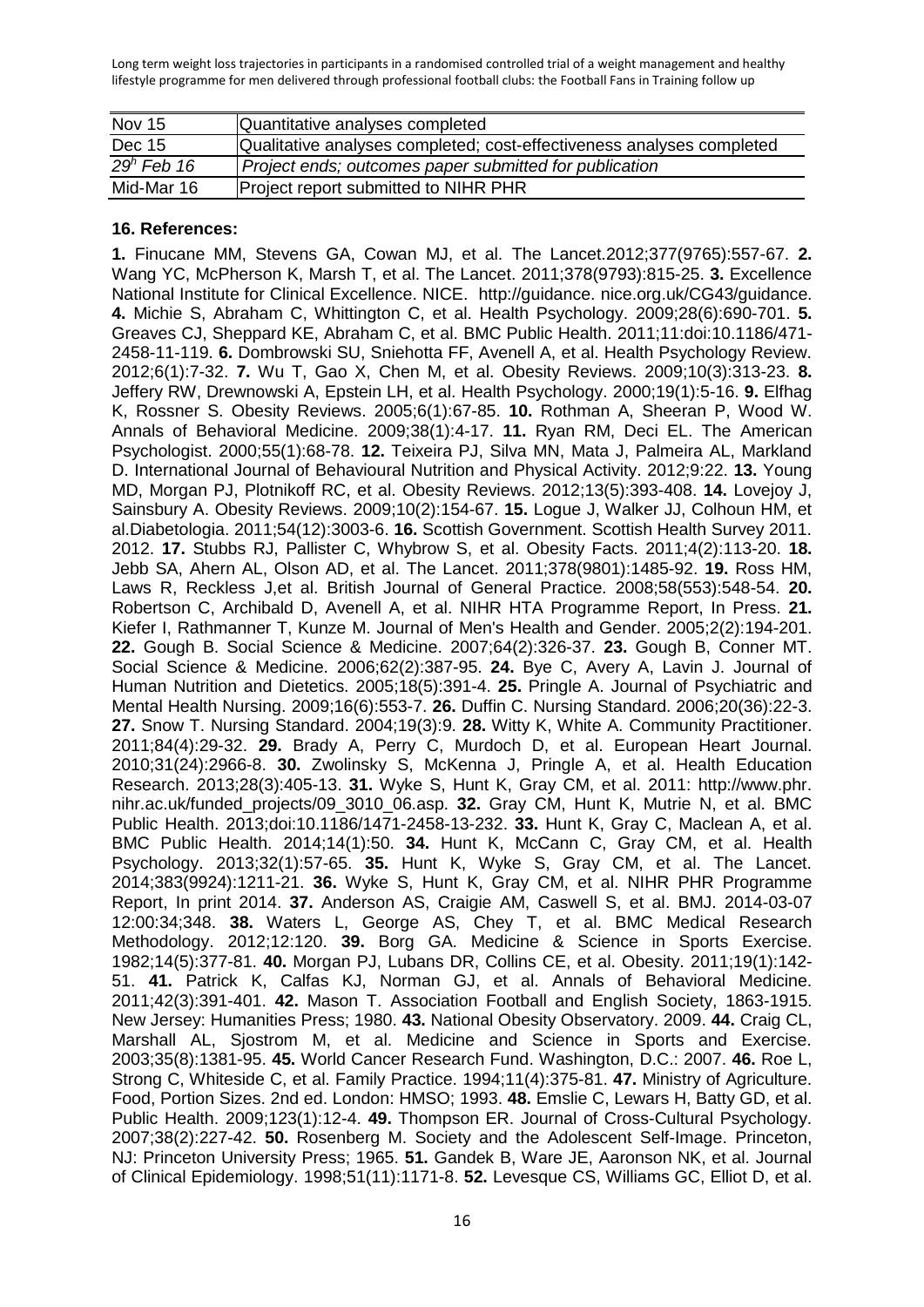| Nov 15 | Quantitative analyses completed |
|---|---|
| Dec 15 | Qualitative analyses completed; cost-effectiveness analyses completed |
| *29h Feb 16* | *Project ends; outcomes paper submitted for publication* |
| Mid-Mar 16 | Project report submitted to NIHR PHR |

**16. References:**

**1.** Finucane MM, Stevens GA, Cowan MJ, et al. The Lancet.2012;377(9765):557-67. **2.** Wang YC, McPherson K, Marsh T, et al. The Lancet. 2011;378(9793):815-25. **3.** Excellence National Institute for Clinical Excellence. NICE. http://guidance. nice.org.uk/CG43/guidance. **4.** Michie S, Abraham C, Whittington C, et al. Health Psychology. 2009;28(6):690-701. **5.** Greaves CJ, Sheppard KE, Abraham C, et al. BMC Public Health. 2011;11:doi:10.1186/471-2458-11-119. **6.** Dombrowski SU, Sniehotta FF, Avenell A, et al. Health Psychology Review. 2012;6(1):7-32. **7.** Wu T, Gao X, Chen M, et al. Obesity Reviews. 2009;10(3):313-23. **8.** Jeffery RW, Drewnowski A, Epstein LH, et al. Health Psychology. 2000;19(1):5-16. **9.** Elfhag K, Rossner S. Obesity Reviews. 2005;6(1):67-85. **10.** Rothman A, Sheeran P, Wood W. Annals of Behavioral Medicine. 2009;38(1):4-17. **11.** Ryan RM, Deci EL. The American Psychologist. 2000;55(1):68-78. **12.** Teixeira PJ, Silva MN, Mata J, Palmeira AL, Markland D. International Journal of Behavioural Nutrition and Physical Activity. 2012;9:22. **13.** Young MD, Morgan PJ, Plotnikoff RC, et al. Obesity Reviews. 2012;13(5):393-408. **14.** Lovejoy J, Sainsbury A. Obesity Reviews. 2009;10(2):154-67. **15.** Logue J, Walker JJ, Colhoun HM, et al.Diabetologia. 2011;54(12):3003-6. **16.** Scottish Government. Scottish Health Survey 2011. 2012. **17.** Stubbs RJ, Pallister C, Whybrow S, et al. Obesity Facts. 2011;4(2):113-20. **18.** Jebb SA, Ahern AL, Olson AD, et al. The Lancet. 2011;378(9801):1485-92. **19.** Ross HM, Laws R, Reckless J,et al. British Journal of General Practice. 2008;58(553):548-54. **20.** Robertson C, Archibald D, Avenell A, et al. NIHR HTA Programme Report, In Press. **21.** Kiefer I, Rathmanner T, Kunze M. Journal of Men's Health and Gender. 2005;2(2):194-201. **22.** Gough B. Social Science & Medicine. 2007;64(2):326-37. **23.** Gough B, Conner MT. Social Science & Medicine. 2006;62(2):387-95. **24.** Bye C, Avery A, Lavin J. Journal of Human Nutrition and Dietetics. 2005;18(5):391-4. **25.** Pringle A. Journal of Psychiatric and Mental Health Nursing. 2009;16(6):553-7. **26.** Duffin C. Nursing Standard. 2006;20(36):22-3. **27.** Snow T. Nursing Standard. 2004;19(3):9. **28.** Witty K, White A. Community Practitioner. 2011;84(4):29-32. **29.** Brady A, Perry C, Murdoch D, et al. European Heart Journal. 2010;31(24):2966-8. **30.** Zwolinsky S, McKenna J, Pringle A, et al. Health Education Research. 2013;28(3):405-13. **31.** Wyke S, Hunt K, Gray CM, et al. 2011: http://www.phr. nihr.ac.uk/funded_projects/09_3010_06.asp. **32.** Gray CM, Hunt K, Mutrie N, et al. BMC Public Health. 2013;doi:10.1186/1471-2458-13-232. **33.** Hunt K, Gray C, Maclean A, et al. BMC Public Health. 2014;14(1):50. **34.** Hunt K, McCann C, Gray CM, et al. Health Psychology. 2013;32(1):57-65. **35.** Hunt K, Wyke S, Gray CM, et al. The Lancet. 2014;383(9924):1211-21. **36.** Wyke S, Hunt K, Gray CM, et al. NIHR PHR Programme Report, In print 2014. **37.** Anderson AS, Craigie AM, Caswell S, et al. BMJ. 2014-03-07 12:00:34;348. **38.** Waters L, George AS, Chey T, et al. BMC Medical Research Methodology. 2012;12:120. **39.** Borg GA. Medicine & Science in Sports Exercise. 1982;14(5):377-81. **40.** Morgan PJ, Lubans DR, Collins CE, et al. Obesity. 2011;19(1):142-51. **41.** Patrick K, Calfas KJ, Norman GJ, et al. Annals of Behavioral Medicine. 2011;42(3):391-401. **42.** Mason T. Association Football and English Society, 1863-1915. New Jersey: Humanities Press; 1980. **43.** National Obesity Observatory. 2009. **44.** Craig CL, Marshall AL, Sjostrom M, et al. Medicine and Science in Sports and Exercise. 2003;35(8):1381-95. **45.** World Cancer Research Fund. Washington, D.C.: 2007. **46.** Roe L, Strong C, Whiteside C, et al. Family Practice. 1994;11(4):375-81. **47.** Ministry of Agriculture. Food, Portion Sizes. 2nd ed. London: HMSO; 1993. **48.** Emslie C, Lewars H, Batty GD, et al. Public Health. 2009;123(1):12-4. **49.** Thompson ER. Journal of Cross-Cultural Psychology. 2007;38(2):227-42. **50.** Rosenberg M. Society and the Adolescent Self-Image. Princeton, NJ: Princeton University Press; 1965. **51.** Gandek B, Ware JE, Aaronson NK, et al. Journal of Clinical Epidemiology. 1998;51(11):1171-8. **52.** Levesque CS, Williams GC, Elliot D, et al.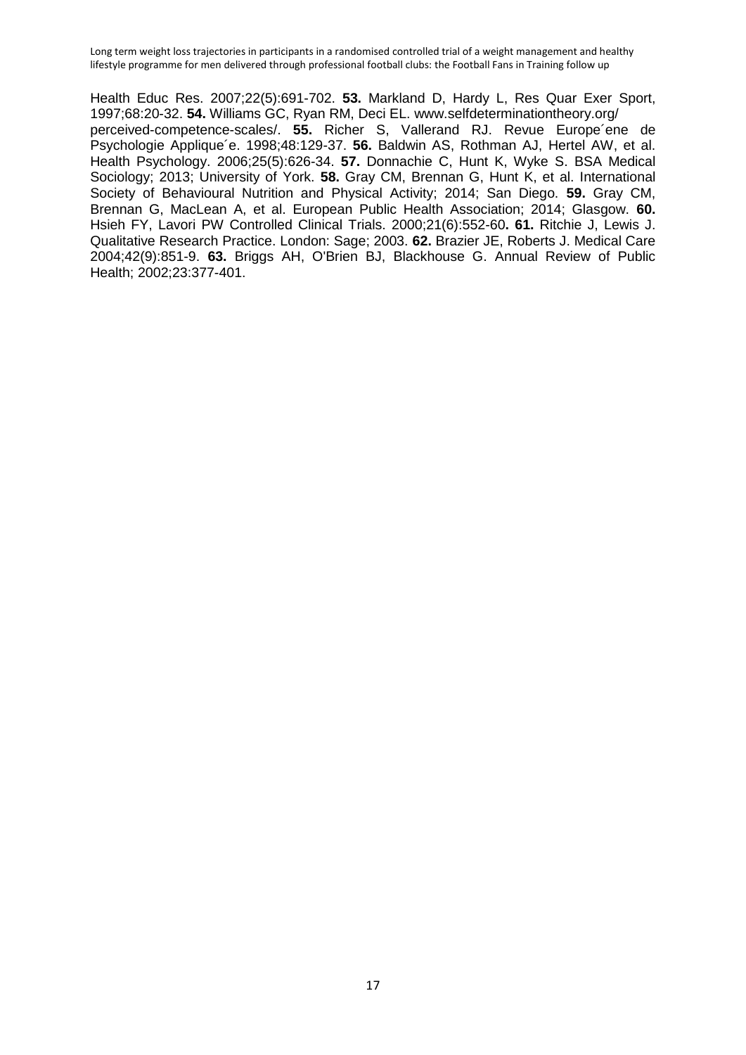Health Educ Res. 2007;22(5):691-702. **53.** Markland D, Hardy L, Res Quar Exer Sport, 1997;68:20-32. **54.** Williams GC, Ryan RM, Deci EL. www.selfdeterminationtheory.org/perceived-competence-scales/. **55.** Richer S, Vallerand RJ. Revue Europe´ene de Psychologie Applique´e. 1998;48:129-37. **56.** Baldwin AS, Rothman AJ, Hertel AW, et al. Health Psychology. 2006;25(5):626-34. **57.** Donnachie C, Hunt K, Wyke S. BSA Medical Sociology; 2013; University of York. **58.** Gray CM, Brennan G, Hunt K, et al. International Society of Behavioural Nutrition and Physical Activity; 2014; San Diego. **59.** Gray CM, Brennan G, MacLean A, et al. European Public Health Association; 2014; Glasgow. **60.** Hsieh FY, Lavori PW Controlled Clinical Trials. 2000;21(6):552-60**. 61.** Ritchie J, Lewis J. Qualitative Research Practice. London: Sage; 2003. **62.** Brazier JE, Roberts J. Medical Care 2004;42(9):851-9. **63.** Briggs AH, O'Brien BJ, Blackhouse G. Annual Review of Public Health; 2002;23:377-401.